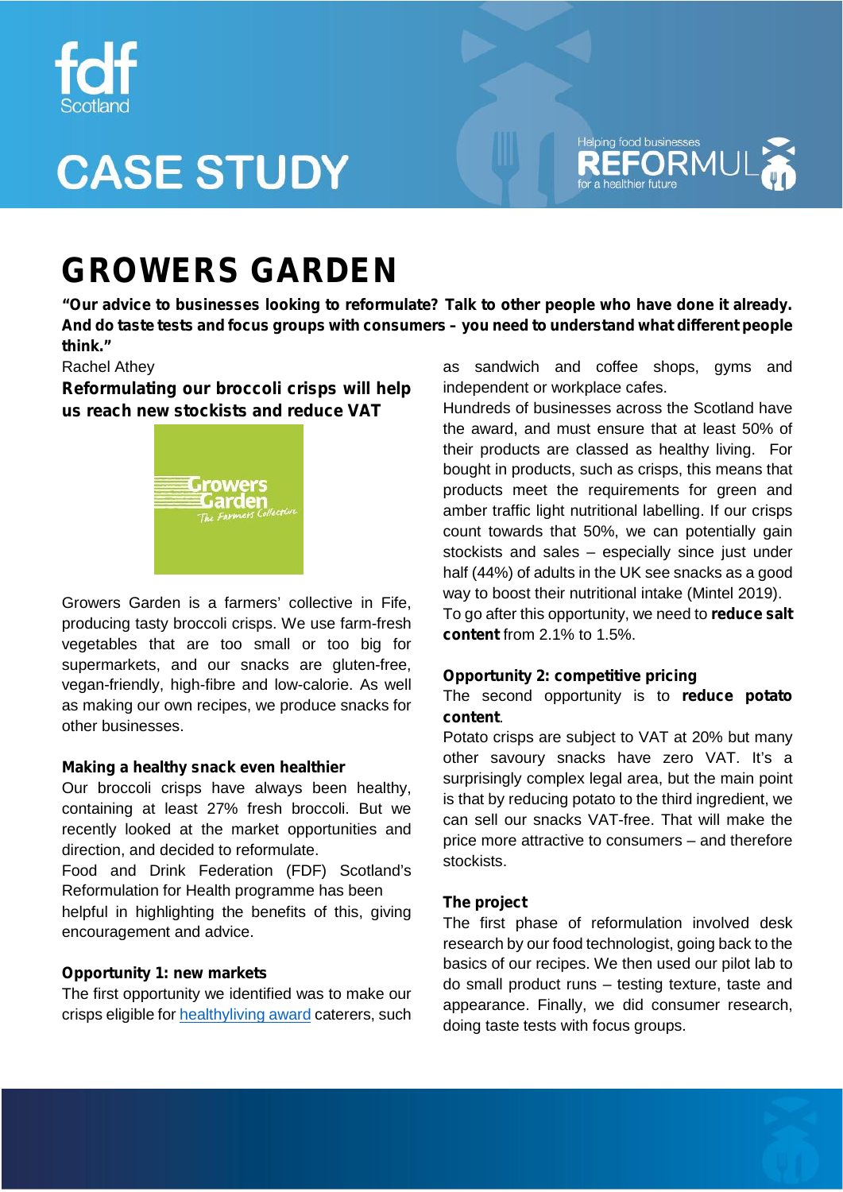fdf Scotland

# CASE STUDY

Helping food businesses REFORMULATE for a healthier future

# GROWERS GARDEN

**"Our advice to businesses looking to reformulate? Talk to other people who have done it already. And do taste tests and focus groups with consumers – you need to understand what different people think."**

Rachel Athey

## Reformulating our broccoli crisps will help us reach new stockists and reduce VAT

Growers Garden is a farmers' collective in Fife, producing tasty broccoli crisps. We use farm-fresh vegetables that are too small or too big for supermarkets, and our snacks are gluten-free, vegan-friendly, high-fibre and low-calorie. As well as making our own recipes, we produce snacks for other businesses.

### Making a healthy snack even healthier

Our broccoli crisps have always been healthy, containing at least 27% fresh broccoli. But we recently looked at the market opportunities and direction, and decided to reformulate.

Food and Drink Federation (FDF) Scotland's Reformulation for Health programme has been helpful in highlighting the benefits of this, giving encouragement and advice.

### Opportunity 1: new markets

The first opportunity we identified was to make our crisps eligible for [healthyliving award]() caterers, such as sandwich and coffee shops, gyms and independent or workplace cafes.

Hundreds of businesses across the Scotland have the award, and must ensure that at least 50% of their products are classed as healthy living. For bought in products, such as crisps, this means that products meet the requirements for green and amber traffic light nutritional labelling. If our crisps count towards that 50%, we can potentially gain stockists and sales – especially since just under half (44%) of adults in the UK see snacks as a good way to boost their nutritional intake (Mintel 2019).

To go after this opportunity, we need to **reduce salt content** from 2.1% to 1.5%.

### Opportunity 2: competitive pricing

The second opportunity is to **reduce potato content**.

Potato crisps are subject to VAT at 20% but many other savoury snacks have zero VAT. It's a surprisingly complex legal area, but the main point is that by reducing potato to the third ingredient, we can sell our snacks VAT-free. That will make the price more attractive to consumers – and therefore stockists.

### The project

The first phase of reformulation involved desk research by our food technologist, going back to the basics of our recipes. We then used our pilot lab to do small product runs – testing texture, taste and appearance. Finally, we did consumer research, doing taste tests with focus groups.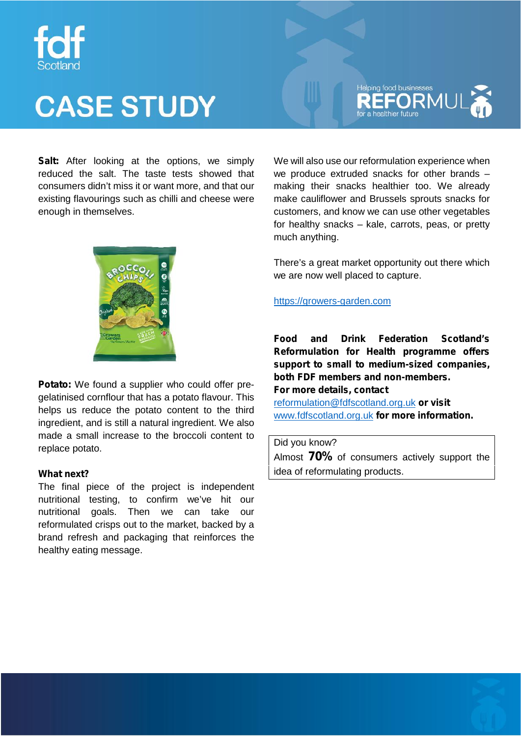# CASE STUDY

**Salt:** After looking at the options, we simply reduced the salt. The taste tests showed that consumers didn't miss it or want more, and that our existing flavourings such as chilli and cheese were enough in themselves.

**Potato:** We found a supplier who could offer pre-gelatinised cornflour that has a potato flavour. This helps us reduce the potato content to the third ingredient, and is still a natural ingredient. We also made a small increase to the broccoli content to replace potato.

**What next?**

The final piece of the project is independent nutritional testing, to confirm we've hit our nutritional goals. Then we can take our reformulated crisps out to the market, backed by a brand refresh and packaging that reinforces the healthy eating message.

We will also use our reformulation experience when we produce extruded snacks for other brands – making their snacks healthier too. We already make cauliflower and Brussels sprouts snacks for customers, and know we can use other vegetables for healthy snacks – kale, carrots, peas, or pretty much anything.

There's a great market opportunity out there which we are now well placed to capture.

https://growers-garden.com

**Food and Drink Federation Scotland's Reformulation for Health programme offers support to small to medium-sized companies, both FDF members and non-members.**
**For more details, contact** reformulation@fdfscotland.org.uk **or visit** www.fdfscotland.org.uk **for more information.**

Did you know?
Almost **70%** of consumers actively support the idea of reformulating products.